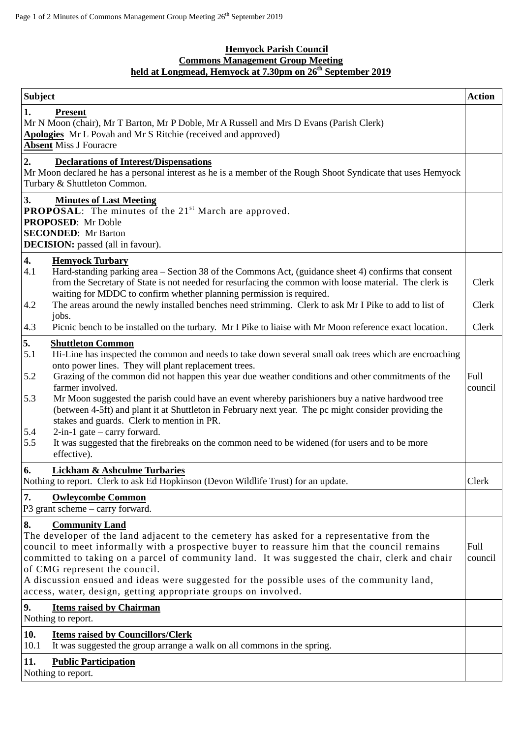**Hemyock Parish Council**
**Commons Management Group Meeting**
**held at Longmead, Hemyock at 7.30pm on 26th September 2019**

| Subject | Action |
|---|---|
| **1. Present**<br>Mr N Moon (chair), Mr T Barton, Mr P Doble, Mr A Russell and Mrs D Evans (Parish Clerk)<br>**Apologies** Mr L Povah and Mr S Ritchie (received and approved)<br>**Absent** Miss J Fouracre | |
| **2. Declarations of Interest/Dispensations**<br>Mr Moon declared he has a personal interest as he is a member of the Rough Shoot Syndicate that uses Hemyock Turbary & Shuttleton Common. | |
| **3. Minutes of Last Meeting**<br>**PROPOSAL**: The minutes of the 21st March are approved.<br>**PROPOSED**: Mr Doble<br>**SECONDED**: Mr Barton<br>**DECISION:** passed (all in favour). | |
| **4. Hemyock Turbary**<br>4.1 Hard-standing parking area – Section 38 of the Commons Act, (guidance sheet 4) confirms that consent from the Secretary of State is not needed for resurfacing the common with loose material. The clerk is waiting for MDDC to confirm whether planning permission is required.<br>4.2 The areas around the newly installed benches need strimming. Clerk to ask Mr I Pike to add to list of jobs.<br>4.3 Picnic bench to be installed on the turbary. Mr I Pike to liaise with Mr Moon reference exact location. | Clerk<br>Clerk<br>Clerk |
| **5. Shuttleton Common**<br>5.1 Hi-Line has inspected the common and needs to take down several small oak trees which are encroaching onto power lines. They will plant replacement trees.<br>5.2 Grazing of the common did not happen this year due weather conditions and other commitments of the farmer involved.<br>5.3 Mr Moon suggested the parish could have an event whereby parishioners buy a native hardwood tree (between 4-5ft) and plant it at Shuttleton in February next year. The pc might consider providing the stakes and guards. Clerk to mention in PR.<br>5.4 2-in-1 gate – carry forward.<br>5.5 It was suggested that the firebreaks on the common need to be widened (for users and to be more effective). | Full council |
| **6. Lickham & Ashculme Turbaries**<br>Nothing to report. Clerk to ask Ed Hopkinson (Devon Wildlife Trust) for an update. | Clerk |
| **7. Owleycombe Common**<br>P3 grant scheme – carry forward. | |
| **8. Community Land**<br>The developer of the land adjacent to the cemetery has asked for a representative from the council to meet informally with a prospective buyer to reassure him that the council remains committed to taking on a parcel of community land. It was suggested the chair, clerk and chair of CMG represent the council.<br>A discussion ensued and ideas were suggested for the possible uses of the community land, access, water, design, getting appropriate groups on involved. | Full council |
| **9. Items raised by Chairman**<br>Nothing to report. | |
| **10. Items raised by Councillors/Clerk**<br>10.1 It was suggested the group arrange a walk on all commons in the spring. | |
| **11. Public Participation**<br>Nothing to report. | |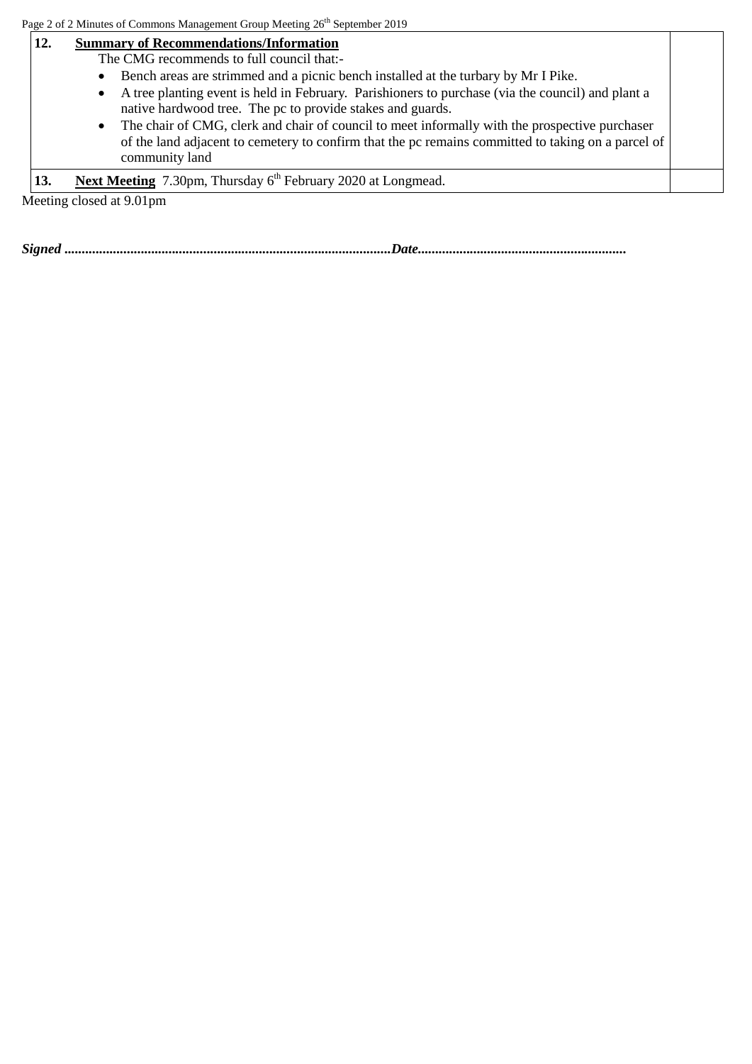| | | |
|---|---|---|
| **12.** | **Summary of Recommendations/Information**<br>The CMG recommends to full council that:-<br>• Bench areas are strimmed and a picnic bench installed at the turbary by Mr I Pike.<br>• A tree planting event is held in February. Parishioners to purchase (via the council) and plant a native hardwood tree. The pc to provide stakes and guards.<br>• The chair of CMG, clerk and chair of council to meet informally with the prospective purchaser of the land adjacent to cemetery to confirm that the pc remains committed to taking on a parcel of community land | |
| **13.** | **Next Meeting** 7.30pm, Thursday 6th February 2020 at Longmead. | |

Meeting closed at 9.01pm

***Signed ............................................................................................Date...........................................................***